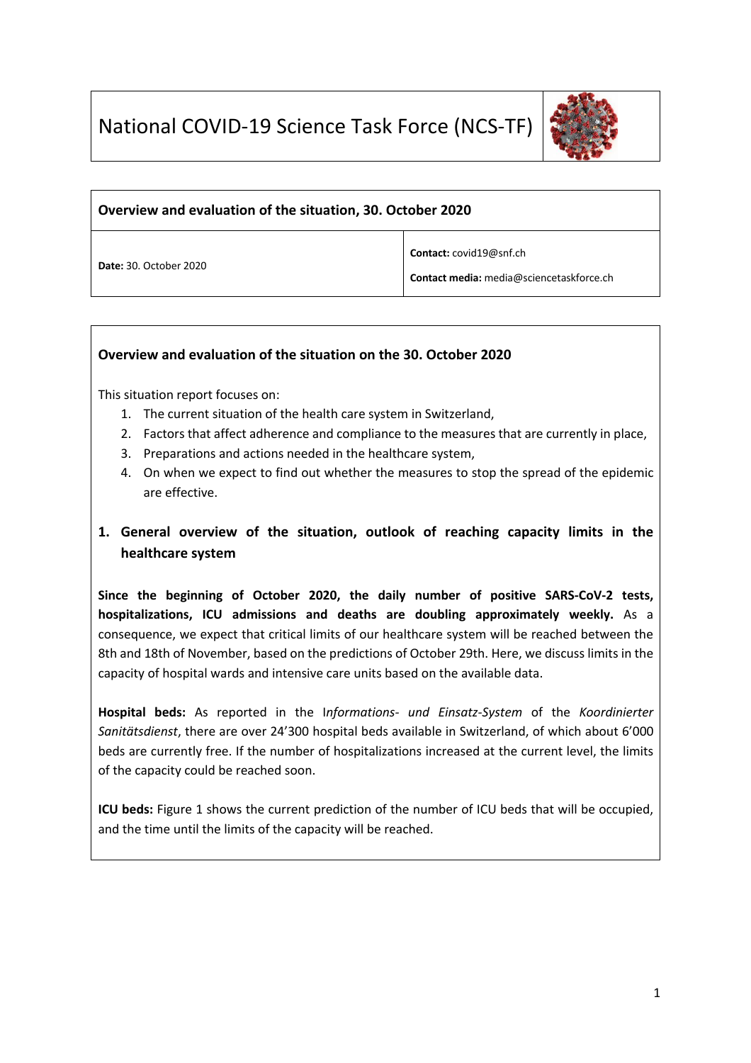# National COVID-19 Science Task Force (NCS-TF)

| **Overview and evaluation of the situation, 30. October 2020** | |
|---|---|
| **Date:** 30. October 2020 | **Contact:** covid19@snf.ch<br>**Contact media:** media@sciencetaskforce.ch |

## Overview and evaluation of the situation on the 30. October 2020

This situation report focuses on:

1. The current situation of the health care system in Switzerland,
2. Factors that affect adherence and compliance to the measures that are currently in place,
3. Preparations and actions needed in the healthcare system,
4. On when we expect to find out whether the measures to stop the spread of the epidemic are effective.

## 1. General overview of the situation, outlook of reaching capacity limits in the healthcare system

**Since the beginning of October 2020, the daily number of positive SARS-CoV-2 tests, hospitalizations, ICU admissions and deaths are doubling approximately weekly.** As a consequence, we expect that critical limits of our healthcare system will be reached between the 8th and 18th of November, based on the predictions of October 29th. Here, we discuss limits in the capacity of hospital wards and intensive care units based on the available data.

**Hospital beds:** As reported in the I*nformations- und Einsatz-System* of the *Koordinierter Sanitätsdienst*, there are over 24'300 hospital beds available in Switzerland, of which about 6'000 beds are currently free. If the number of hospitalizations increased at the current level, the limits of the capacity could be reached soon.

**ICU beds:** Figure 1 shows the current prediction of the number of ICU beds that will be occupied, and the time until the limits of the capacity will be reached.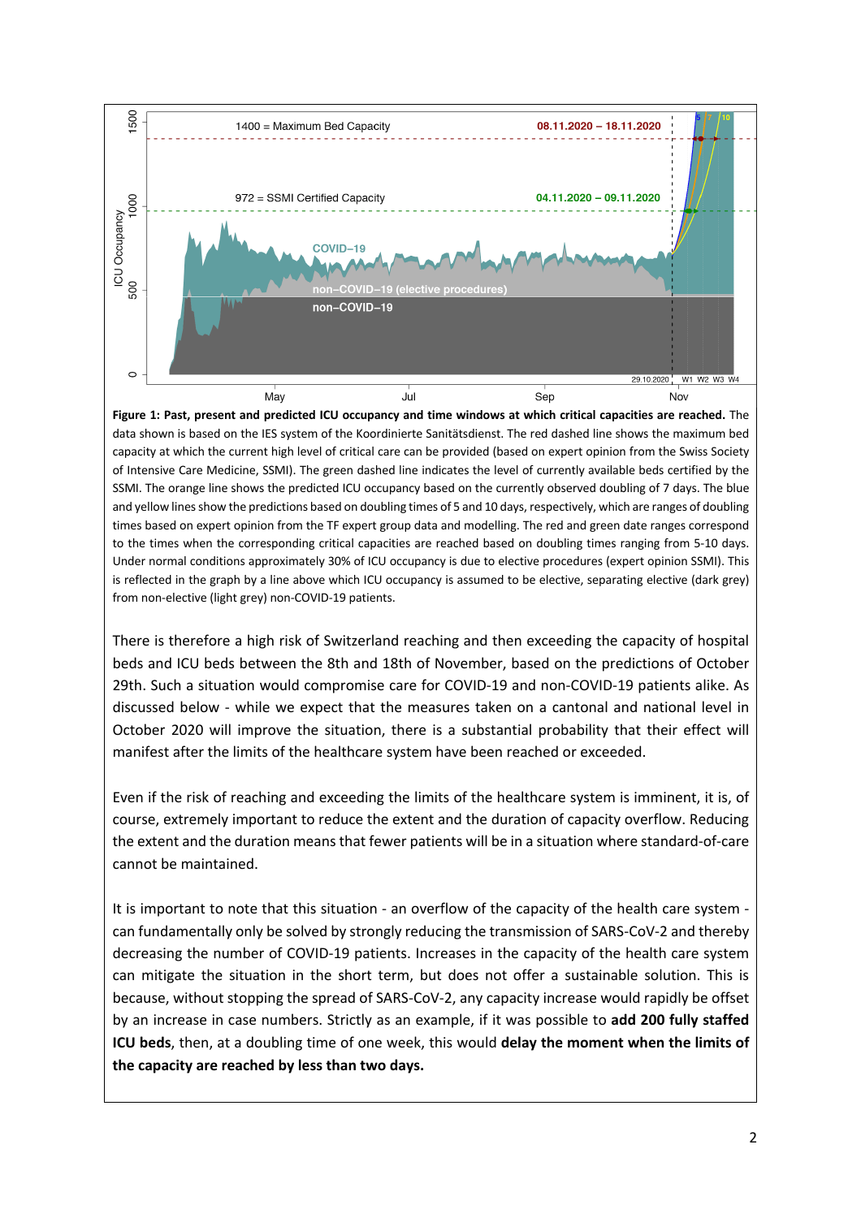**Figure 1: Past, present and predicted ICU occupancy and time windows at which critical capacities are reached.** The data shown is based on the IES system of the Koordinierte Sanitätsdienst. The red dashed line shows the maximum bed capacity at which the current high level of critical care can be provided (based on expert opinion from the Swiss Society of Intensive Care Medicine, SSMI). The green dashed line indicates the level of currently available beds certified by the SSMI. The orange line shows the predicted ICU occupancy based on the currently observed doubling of 7 days. The blue and yellow lines show the predictions based on doubling times of 5 and 10 days, respectively, which are ranges of doubling times based on expert opinion from the TF expert group data and modelling. The red and green date ranges correspond to the times when the corresponding critical capacities are reached based on doubling times ranging from 5-10 days. Under normal conditions approximately 30% of ICU occupancy is due to elective procedures (expert opinion SSMI). This is reflected in the graph by a line above which ICU occupancy is assumed to be elective, separating elective (dark grey) from non-elective (light grey) non-COVID-19 patients.

There is therefore a high risk of Switzerland reaching and then exceeding the capacity of hospital beds and ICU beds between the 8th and 18th of November, based on the predictions of October 29th. Such a situation would compromise care for COVID-19 and non-COVID-19 patients alike. As discussed below - while we expect that the measures taken on a cantonal and national level in October 2020 will improve the situation, there is a substantial probability that their effect will manifest after the limits of the healthcare system have been reached or exceeded.

Even if the risk of reaching and exceeding the limits of the healthcare system is imminent, it is, of course, extremely important to reduce the extent and the duration of capacity overflow. Reducing the extent and the duration means that fewer patients will be in a situation where standard-of-care cannot be maintained.

It is important to note that this situation - an overflow of the capacity of the health care system - can fundamentally only be solved by strongly reducing the transmission of SARS-CoV-2 and thereby decreasing the number of COVID-19 patients. Increases in the capacity of the health care system can mitigate the situation in the short term, but does not offer a sustainable solution. This is because, without stopping the spread of SARS-CoV-2, any capacity increase would rapidly be offset by an increase in case numbers. Strictly as an example, if it was possible to **add 200 fully staffed ICU beds**, then, at a doubling time of one week, this would **delay the moment when the limits of the capacity are reached by less than two days.**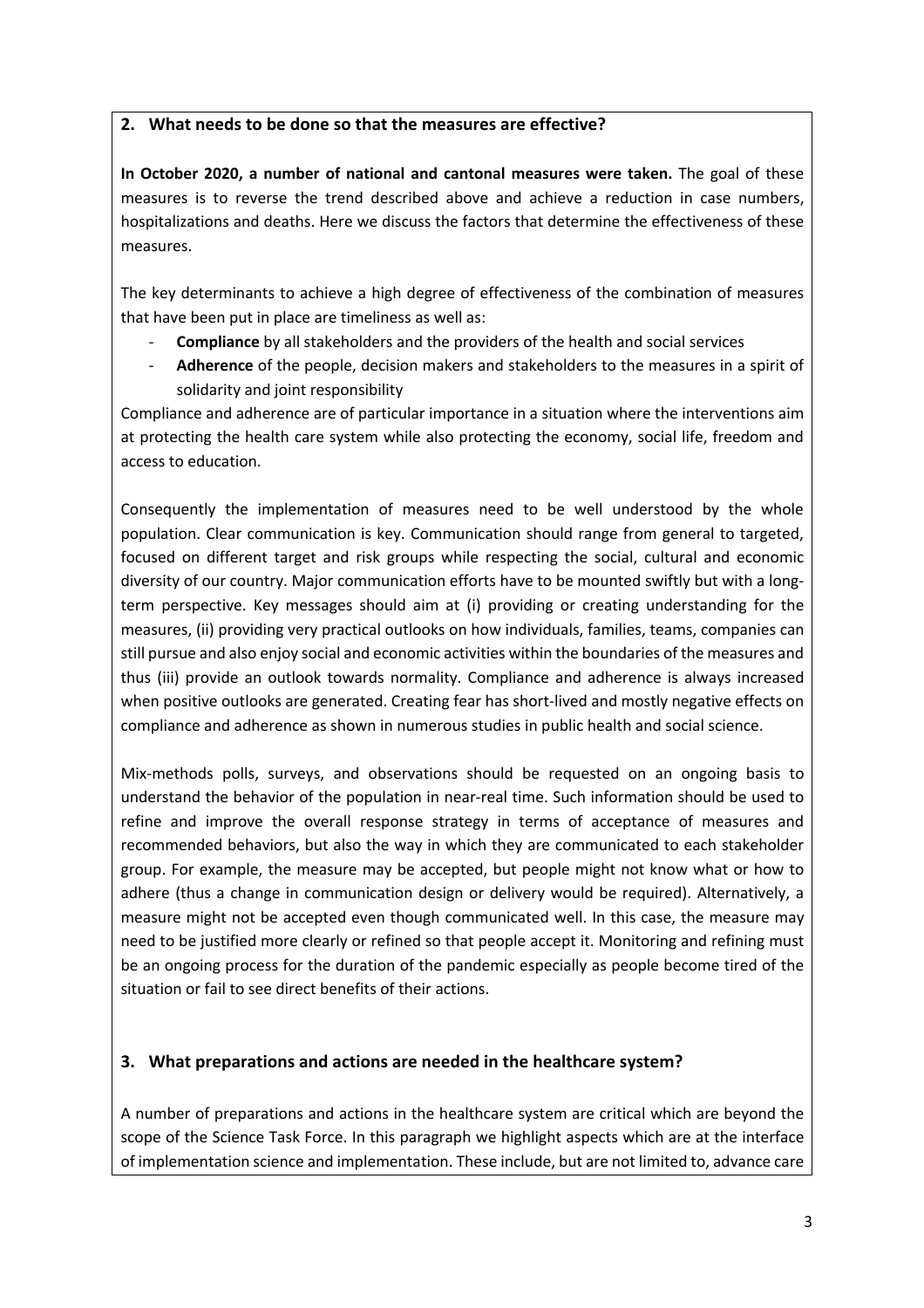## 2. What needs to be done so that the measures are effective?

**In October 2020, a number of national and cantonal measures were taken.** The goal of these measures is to reverse the trend described above and achieve a reduction in case numbers, hospitalizations and deaths. Here we discuss the factors that determine the effectiveness of these measures.

The key determinants to achieve a high degree of effectiveness of the combination of measures that have been put in place are timeliness as well as:

- **Compliance** by all stakeholders and the providers of the health and social services
- **Adherence** of the people, decision makers and stakeholders to the measures in a spirit of solidarity and joint responsibility

Compliance and adherence are of particular importance in a situation where the interventions aim at protecting the health care system while also protecting the economy, social life, freedom and access to education.

Consequently the implementation of measures need to be well understood by the whole population. Clear communication is key. Communication should range from general to targeted, focused on different target and risk groups while respecting the social, cultural and economic diversity of our country. Major communication efforts have to be mounted swiftly but with a long-term perspective. Key messages should aim at (i) providing or creating understanding for the measures, (ii) providing very practical outlooks on how individuals, families, teams, companies can still pursue and also enjoy social and economic activities within the boundaries of the measures and thus (iii) provide an outlook towards normality. Compliance and adherence is always increased when positive outlooks are generated. Creating fear has short-lived and mostly negative effects on compliance and adherence as shown in numerous studies in public health and social science.

Mix-methods polls, surveys, and observations should be requested on an ongoing basis to understand the behavior of the population in near-real time. Such information should be used to refine and improve the overall response strategy in terms of acceptance of measures and recommended behaviors, but also the way in which they are communicated to each stakeholder group. For example, the measure may be accepted, but people might not know what or how to adhere (thus a change in communication design or delivery would be required). Alternatively, a measure might not be accepted even though communicated well. In this case, the measure may need to be justified more clearly or refined so that people accept it. Monitoring and refining must be an ongoing process for the duration of the pandemic especially as people become tired of the situation or fail to see direct benefits of their actions.

## 3. What preparations and actions are needed in the healthcare system?

A number of preparations and actions in the healthcare system are critical which are beyond the scope of the Science Task Force. In this paragraph we highlight aspects which are at the interface of implementation science and implementation. These include, but are not limited to, advance care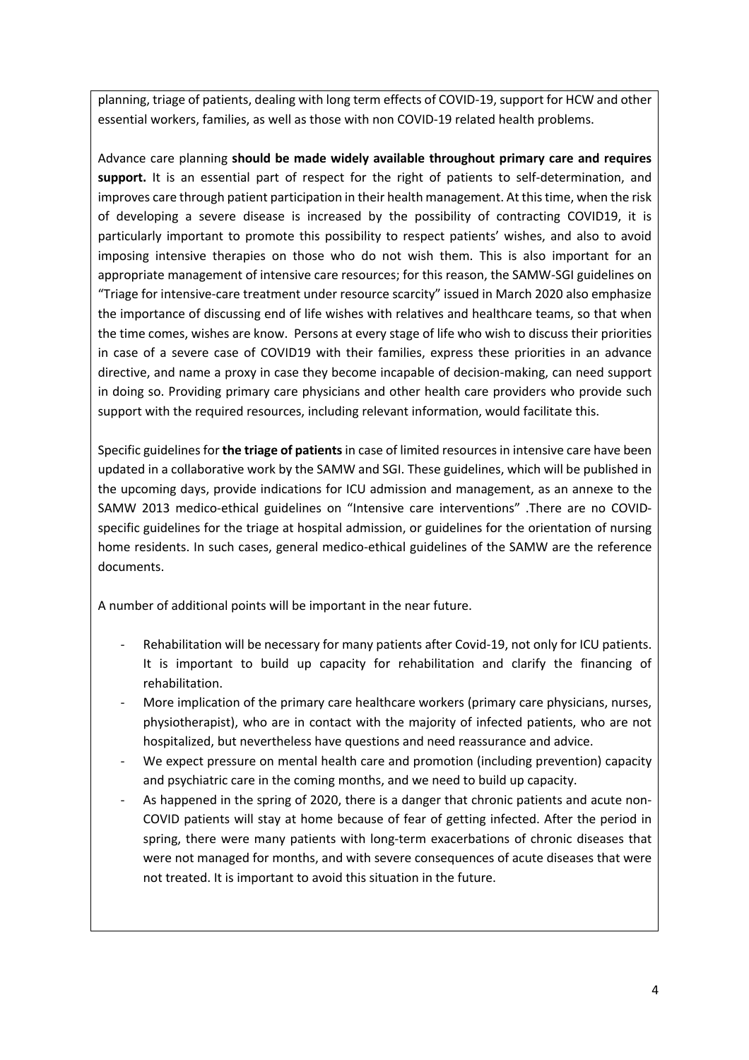planning, triage of patients, dealing with long term effects of COVID-19, support for HCW and other essential workers, families, as well as those with non COVID-19 related health problems.

Advance care planning **should be made widely available throughout primary care and requires support.** It is an essential part of respect for the right of patients to self-determination, and improves care through patient participation in their health management. At this time, when the risk of developing a severe disease is increased by the possibility of contracting COVID19, it is particularly important to promote this possibility to respect patients' wishes, and also to avoid imposing intensive therapies on those who do not wish them. This is also important for an appropriate management of intensive care resources; for this reason, the SAMW-SGI guidelines on "Triage for intensive-care treatment under resource scarcity" issued in March 2020 also emphasize the importance of discussing end of life wishes with relatives and healthcare teams, so that when the time comes, wishes are know. Persons at every stage of life who wish to discuss their priorities in case of a severe case of COVID19 with their families, express these priorities in an advance directive, and name a proxy in case they become incapable of decision-making, can need support in doing so. Providing primary care physicians and other health care providers who provide such support with the required resources, including relevant information, would facilitate this.

Specific guidelines for **the triage of patients** in case of limited resources in intensive care have been updated in a collaborative work by the SAMW and SGI. These guidelines, which will be published in the upcoming days, provide indications for ICU admission and management, as an annexe to the SAMW 2013 medico-ethical guidelines on "Intensive care interventions" .There are no COVID-specific guidelines for the triage at hospital admission, or guidelines for the orientation of nursing home residents. In such cases, general medico-ethical guidelines of the SAMW are the reference documents.

A number of additional points will be important in the near future.

- Rehabilitation will be necessary for many patients after Covid-19, not only for ICU patients. It is important to build up capacity for rehabilitation and clarify the financing of rehabilitation.
- More implication of the primary care healthcare workers (primary care physicians, nurses, physiotherapist), who are in contact with the majority of infected patients, who are not hospitalized, but nevertheless have questions and need reassurance and advice.
- We expect pressure on mental health care and promotion (including prevention) capacity and psychiatric care in the coming months, and we need to build up capacity.
- As happened in the spring of 2020, there is a danger that chronic patients and acute non-COVID patients will stay at home because of fear of getting infected. After the period in spring, there were many patients with long-term exacerbations of chronic diseases that were not managed for months, and with severe consequences of acute diseases that were not treated. It is important to avoid this situation in the future.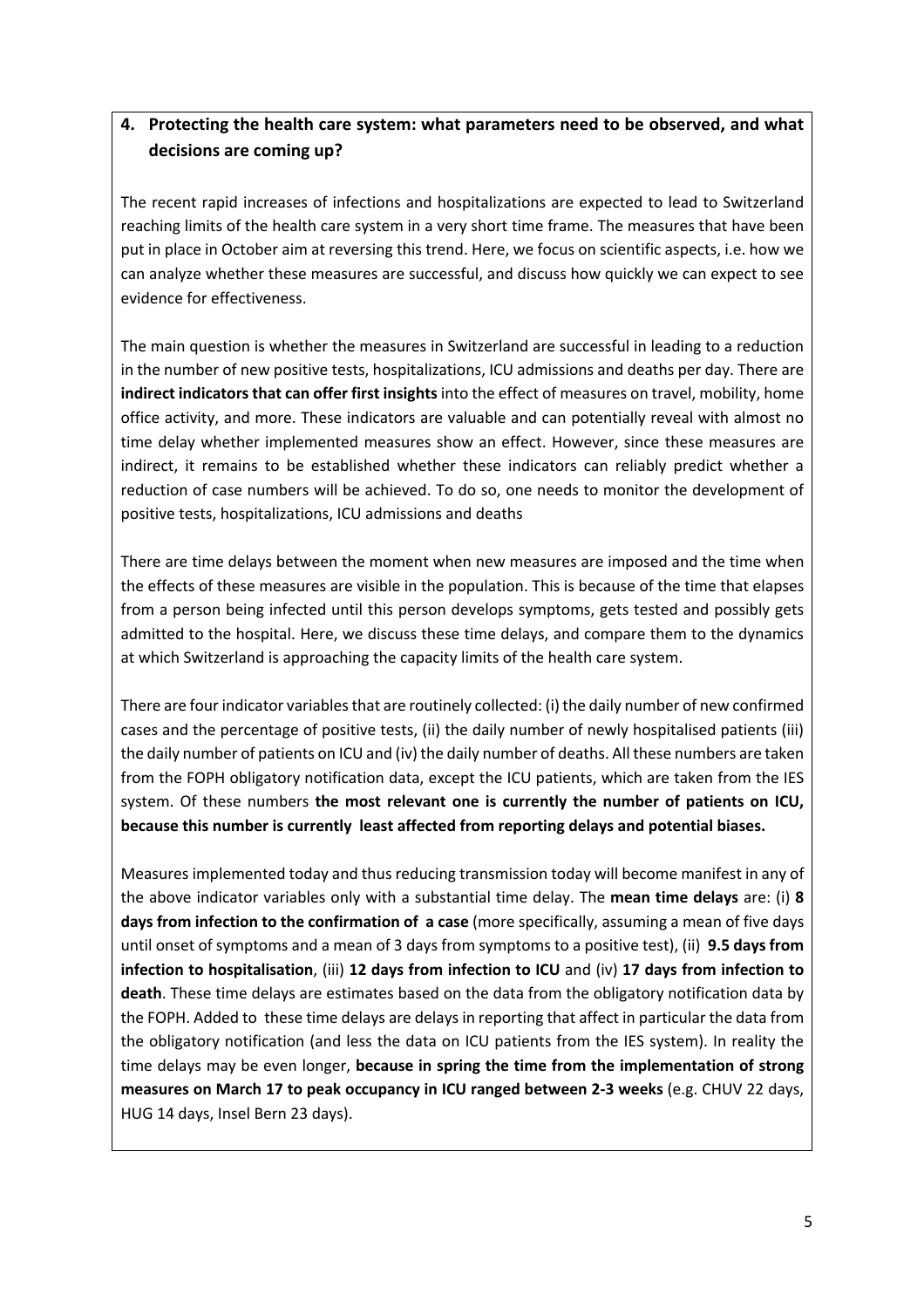## 4. Protecting the health care system: what parameters need to be observed, and what decisions are coming up?

The recent rapid increases of infections and hospitalizations are expected to lead to Switzerland reaching limits of the health care system in a very short time frame. The measures that have been put in place in October aim at reversing this trend. Here, we focus on scientific aspects, i.e. how we can analyze whether these measures are successful, and discuss how quickly we can expect to see evidence for effectiveness.

The main question is whether the measures in Switzerland are successful in leading to a reduction in the number of new positive tests, hospitalizations, ICU admissions and deaths per day. There are **indirect indicators that can offer first insights** into the effect of measures on travel, mobility, home office activity, and more. These indicators are valuable and can potentially reveal with almost no time delay whether implemented measures show an effect. However, since these measures are indirect, it remains to be established whether these indicators can reliably predict whether a reduction of case numbers will be achieved. To do so, one needs to monitor the development of positive tests, hospitalizations, ICU admissions and deaths

There are time delays between the moment when new measures are imposed and the time when the effects of these measures are visible in the population. This is because of the time that elapses from a person being infected until this person develops symptoms, gets tested and possibly gets admitted to the hospital. Here, we discuss these time delays, and compare them to the dynamics at which Switzerland is approaching the capacity limits of the health care system.

There are four indicator variables that are routinely collected: (i) the daily number of new confirmed cases and the percentage of positive tests, (ii) the daily number of newly hospitalised patients (iii) the daily number of patients on ICU and (iv) the daily number of deaths. All these numbers are taken from the FOPH obligatory notification data, except the ICU patients, which are taken from the IES system. Of these numbers **the most relevant one is currently the number of patients on ICU, because this number is currently least affected from reporting delays and potential biases.**

Measures implemented today and thus reducing transmission today will become manifest in any of the above indicator variables only with a substantial time delay. The **mean time delays** are: (i) **8 days from infection to the confirmation of a case** (more specifically, assuming a mean of five days until onset of symptoms and a mean of 3 days from symptoms to a positive test), (ii) **9.5 days from infection to hospitalisation**, (iii) **12 days from infection to ICU** and (iv) **17 days from infection to death**. These time delays are estimates based on the data from the obligatory notification data by the FOPH. Added to these time delays are delays in reporting that affect in particular the data from the obligatory notification (and less the data on ICU patients from the IES system). In reality the time delays may be even longer, **because in spring the time from the implementation of strong measures on March 17 to peak occupancy in ICU ranged between 2-3 weeks** (e.g. CHUV 22 days, HUG 14 days, Insel Bern 23 days).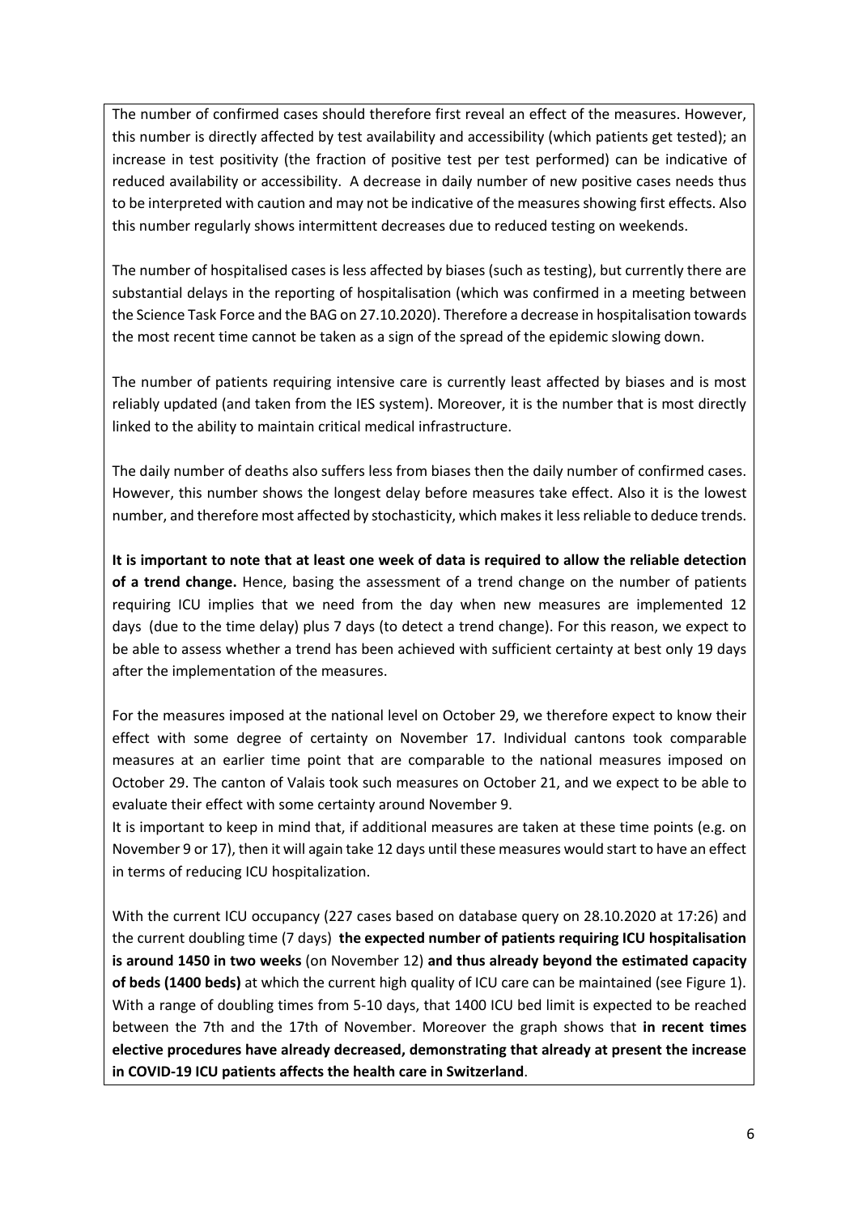The number of confirmed cases should therefore first reveal an effect of the measures. However, this number is directly affected by test availability and accessibility (which patients get tested); an increase in test positivity (the fraction of positive test per test performed) can be indicative of reduced availability or accessibility. A decrease in daily number of new positive cases needs thus to be interpreted with caution and may not be indicative of the measures showing first effects. Also this number regularly shows intermittent decreases due to reduced testing on weekends.

The number of hospitalised cases is less affected by biases (such as testing), but currently there are substantial delays in the reporting of hospitalisation (which was confirmed in a meeting between the Science Task Force and the BAG on 27.10.2020). Therefore a decrease in hospitalisation towards the most recent time cannot be taken as a sign of the spread of the epidemic slowing down.

The number of patients requiring intensive care is currently least affected by biases and is most reliably updated (and taken from the IES system). Moreover, it is the number that is most directly linked to the ability to maintain critical medical infrastructure.

The daily number of deaths also suffers less from biases then the daily number of confirmed cases. However, this number shows the longest delay before measures take effect. Also it is the lowest number, and therefore most affected by stochasticity, which makes it less reliable to deduce trends.

**It is important to note that at least one week of data is required to allow the reliable detection of a trend change.** Hence, basing the assessment of a trend change on the number of patients requiring ICU implies that we need from the day when new measures are implemented 12 days (due to the time delay) plus 7 days (to detect a trend change). For this reason, we expect to be able to assess whether a trend has been achieved with sufficient certainty at best only 19 days after the implementation of the measures.

For the measures imposed at the national level on October 29, we therefore expect to know their effect with some degree of certainty on November 17. Individual cantons took comparable measures at an earlier time point that are comparable to the national measures imposed on October 29. The canton of Valais took such measures on October 21, and we expect to be able to evaluate their effect with some certainty around November 9.
It is important to keep in mind that, if additional measures are taken at these time points (e.g. on November 9 or 17), then it will again take 12 days until these measures would start to have an effect in terms of reducing ICU hospitalization.

With the current ICU occupancy (227 cases based on database query on 28.10.2020 at 17:26) and the current doubling time (7 days) **the expected number of patients requiring ICU hospitalisation is around 1450 in two weeks** (on November 12) **and thus already beyond the estimated capacity of beds (1400 beds)** at which the current high quality of ICU care can be maintained (see Figure 1). With a range of doubling times from 5-10 days, that 1400 ICU bed limit is expected to be reached between the 7th and the 17th of November. Moreover the graph shows that **in recent times elective procedures have already decreased, demonstrating that already at present the increase in COVID-19 ICU patients affects the health care in Switzerland**.